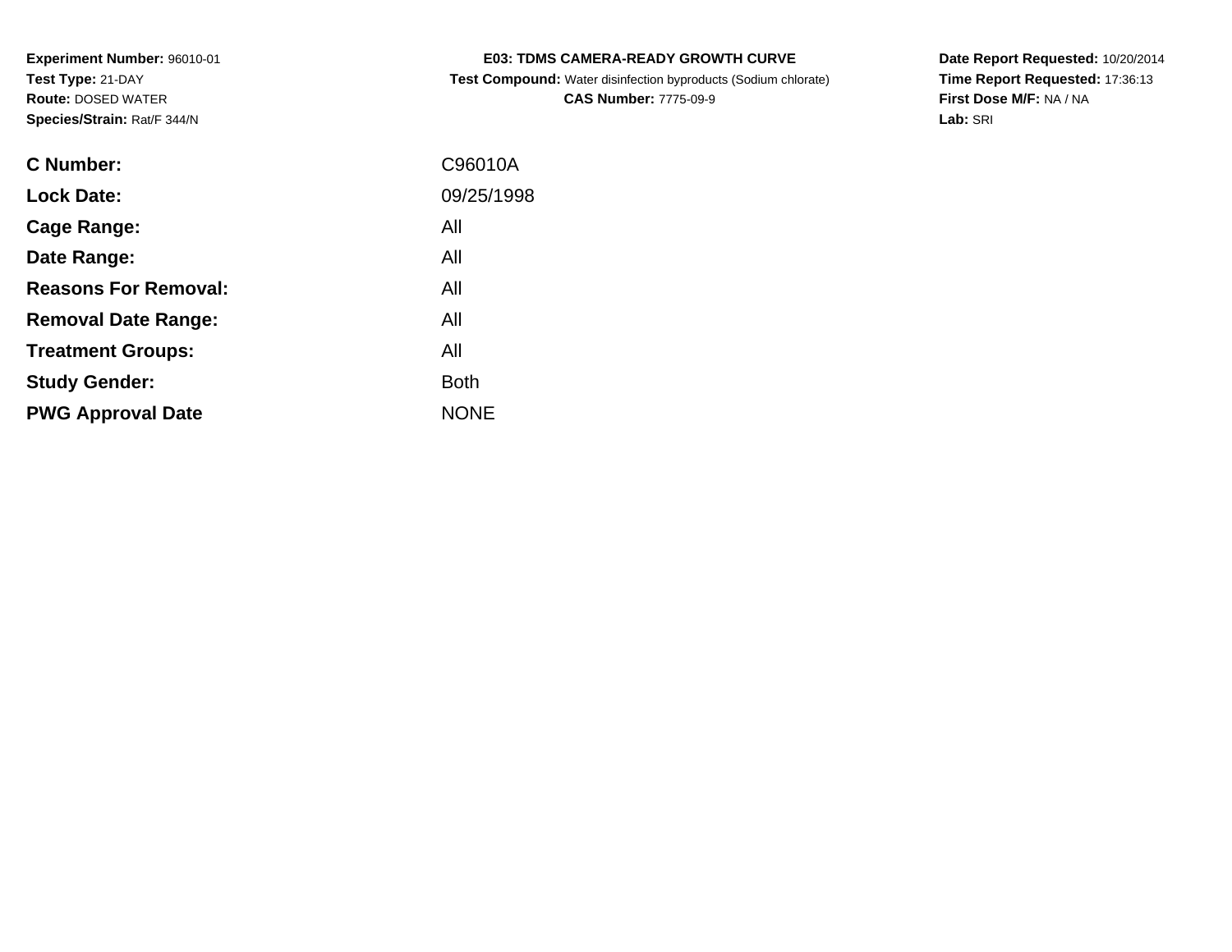**Experiment Number:** 96010-01
**Test Type:** 21-DAY
**Route:** DOSED WATER
**Species/Strain:** Rat/F 344/N

**E03: TDMS CAMERA-READY GROWTH CURVE**
**Test Compound:** Water disinfection byproducts (Sodium chlorate)
**CAS Number:** 7775-09-9

**Date Report Requested:** 10/20/2014
**Time Report Requested:** 17:36:13
**First Dose M/F:** NA / NA
**Lab:** SRI

| | |
|---|---|
| **C Number:** | C96010A |
| **Lock Date:** | 09/25/1998 |
| **Cage Range:** | All |
| **Date Range:** | All |
| **Reasons For Removal:** | All |
| **Removal Date Range:** | All |
| **Treatment Groups:** | All |
| **Study Gender:** | Both |
| **PWG Approval Date** | NONE |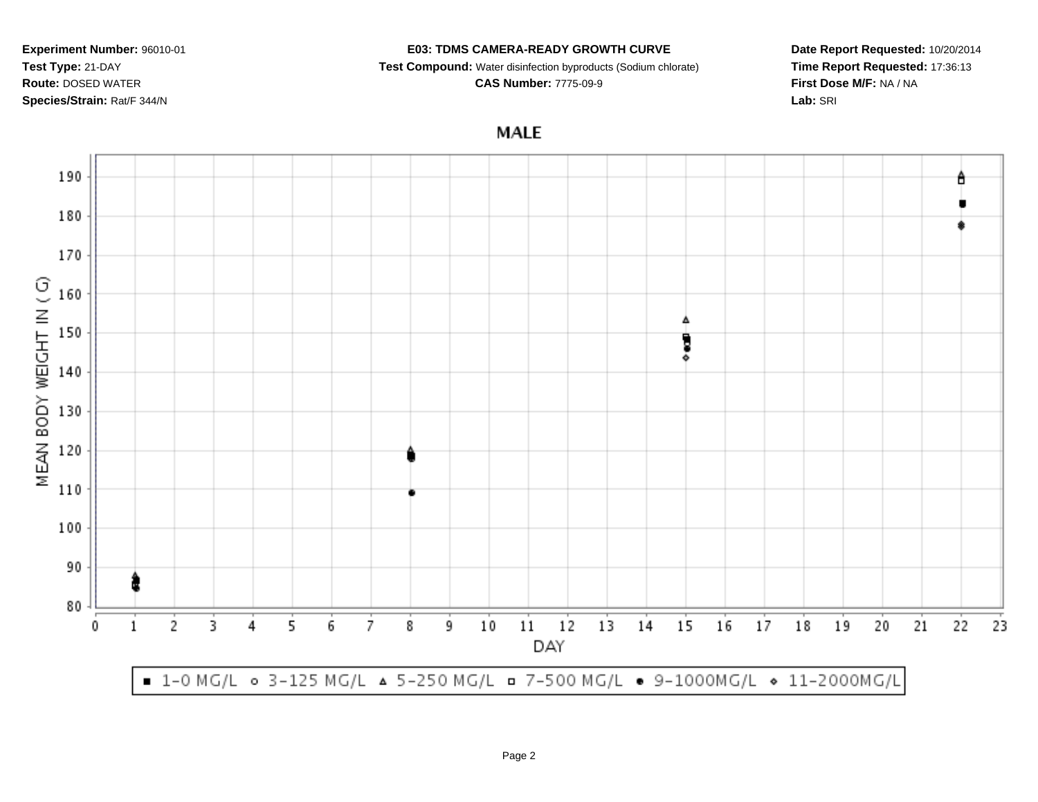**Experiment Number:** 96010-01
**Test Type:** 21-DAY
**Route:** DOSED WATER
**Species/Strain:** Rat/F 344/N

**E03: TDMS CAMERA-READY GROWTH CURVE**
**Test Compound:** Water disinfection byproducts (Sodium chlorate)
**CAS Number:** 7775-09-9

**Date Report Requested:** 10/20/2014
**Time Report Requested:** 17:36:13
**First Dose M/F:** NA / NA
**Lab:** SRI

MALE

MEAN BODY WEIGHT IN ( G)

DAY

■ 1-0 MG/L ○ 3-125 MG/L △ 5-250 MG/L □ 7-500 MG/L ● 9-1000MG/L ◇ 11-2000MG/L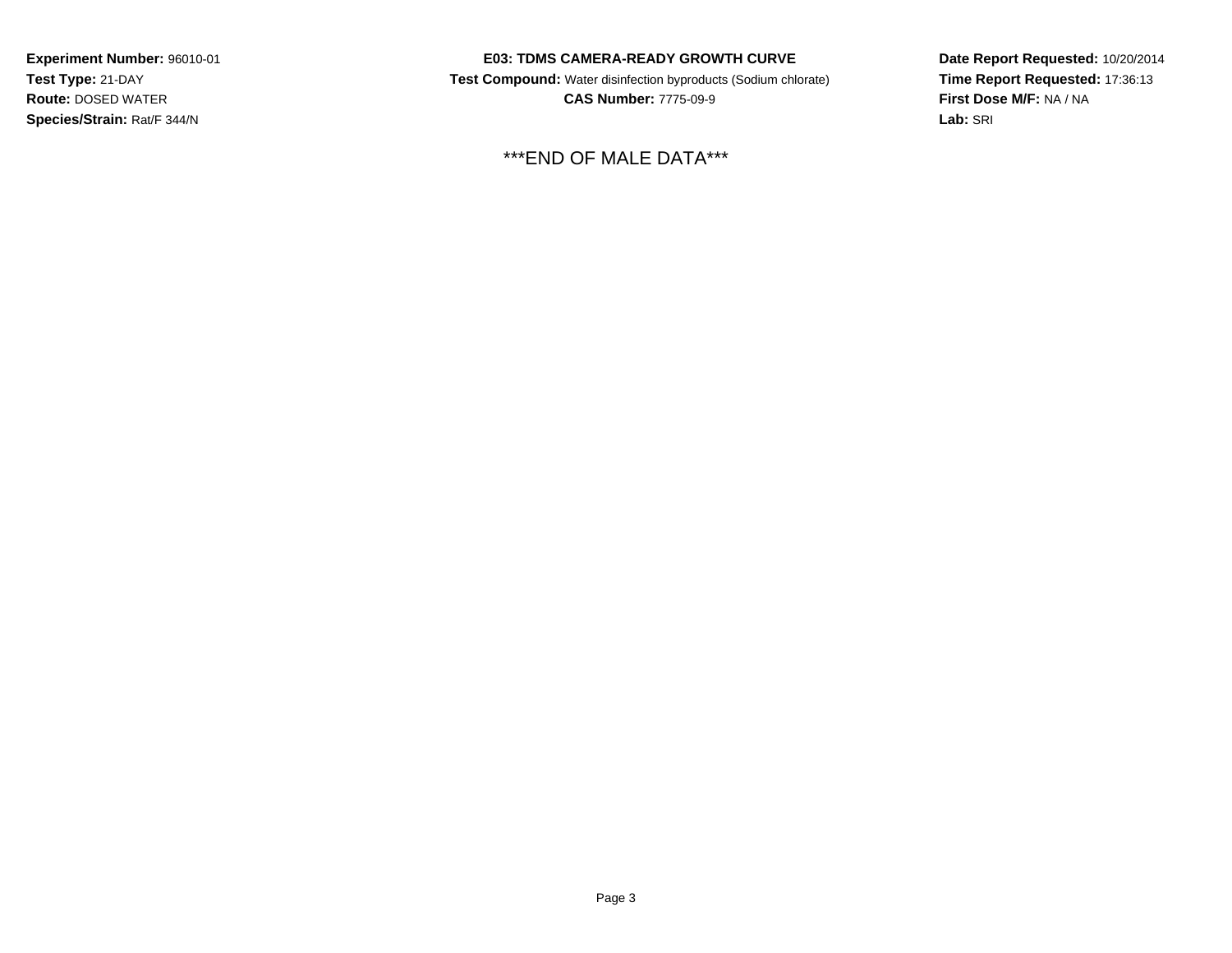**Experiment Number:** 96010-01
**Test Type:** 21-DAY
**Route:** DOSED WATER
**Species/Strain:** Rat/F 344/N

**E03: TDMS CAMERA-READY GROWTH CURVE**
**Test Compound:** Water disinfection byproducts (Sodium chlorate)
**CAS Number:** 7775-09-9

**Date Report Requested:** 10/20/2014
**Time Report Requested:** 17:36:13
**First Dose M/F:** NA / NA
**Lab:** SRI

***END OF MALE DATA***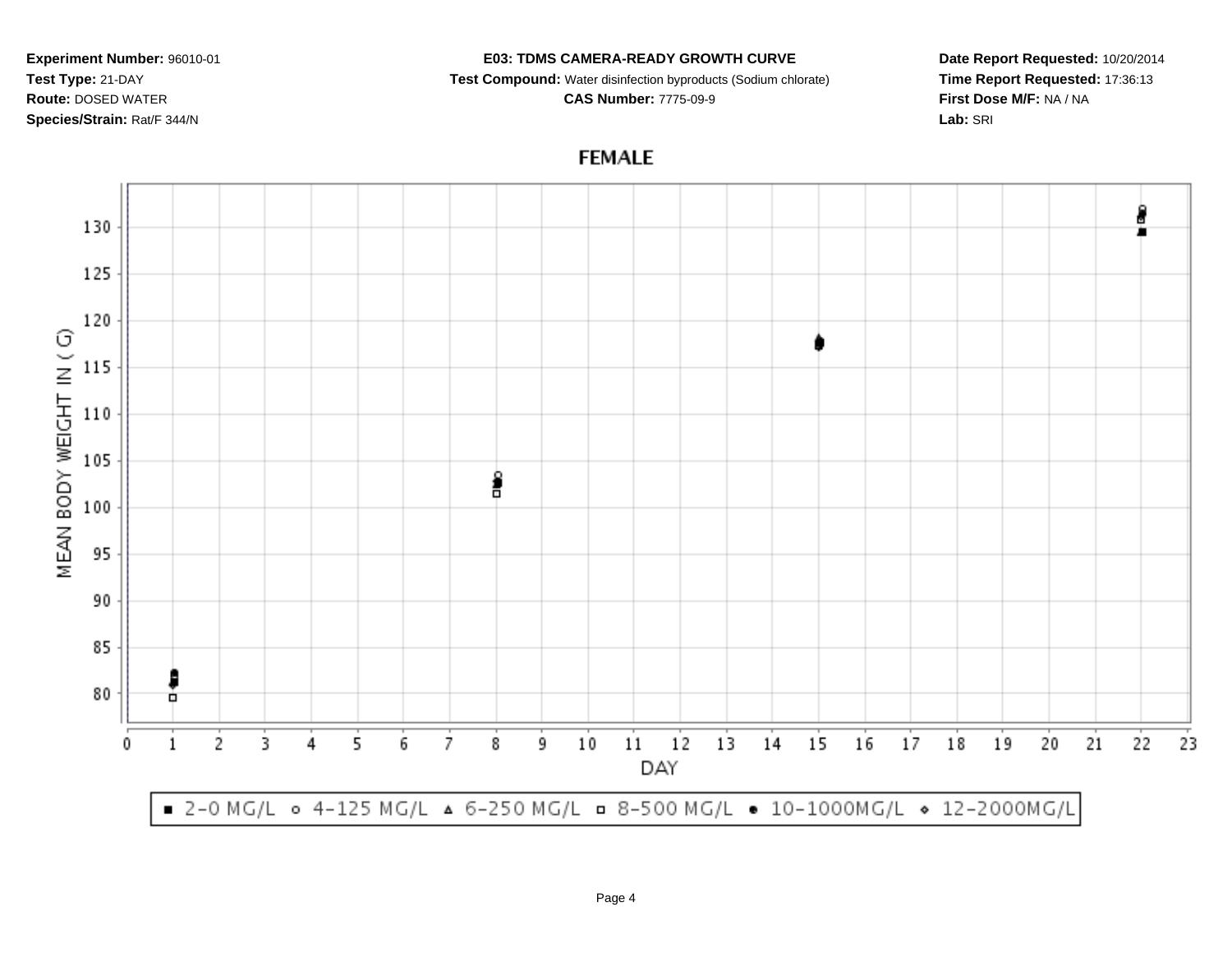**Experiment Number:** 96010-01
**Test Type:** 21-DAY
**Route:** DOSED WATER
**Species/Strain:** Rat/F 344/N

**E03: TDMS CAMERA-READY GROWTH CURVE**
**Test Compound:** Water disinfection byproducts (Sodium chlorate)
**CAS Number:** 7775-09-9

**Date Report Requested:** 10/20/2014
**Time Report Requested:** 17:36:13
**First Dose M/F:** NA / NA
**Lab:** SRI

**FEMALE**

MEAN BODY WEIGHT IN ( G)

130, 125, 120, 115, 110, 105, 100, 95, 90, 85, 80

DAY

0 1 2 3 4 5 6 7 8 9 10 11 12 13 14 15 16 17 18 19 20 21 22 23

■ 2-0 MG/L ○ 4-125 MG/L ▲ 6-250 MG/L □ 8-500 MG/L ● 10-1000MG/L ◆ 12-2000MG/L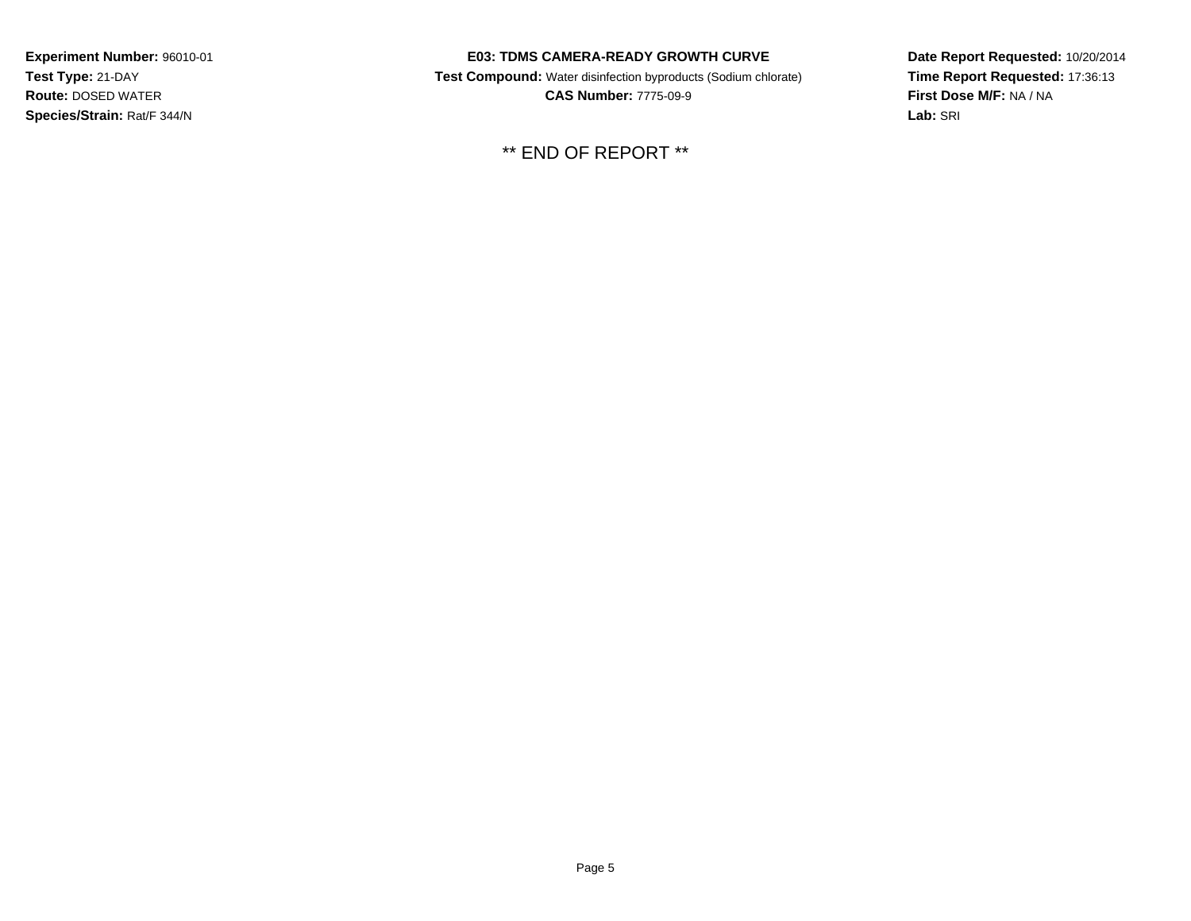**Experiment Number:** 96010-01
**Test Type:** 21-DAY
**Route:** DOSED WATER
**Species/Strain:** Rat/F 344/N

**E03: TDMS CAMERA-READY GROWTH CURVE**
**Test Compound:** Water disinfection byproducts (Sodium chlorate)
**CAS Number:** 7775-09-9

**Date Report Requested:** 10/20/2014
**Time Report Requested:** 17:36:13
**First Dose M/F:** NA / NA
**Lab:** SRI

** END OF REPORT **